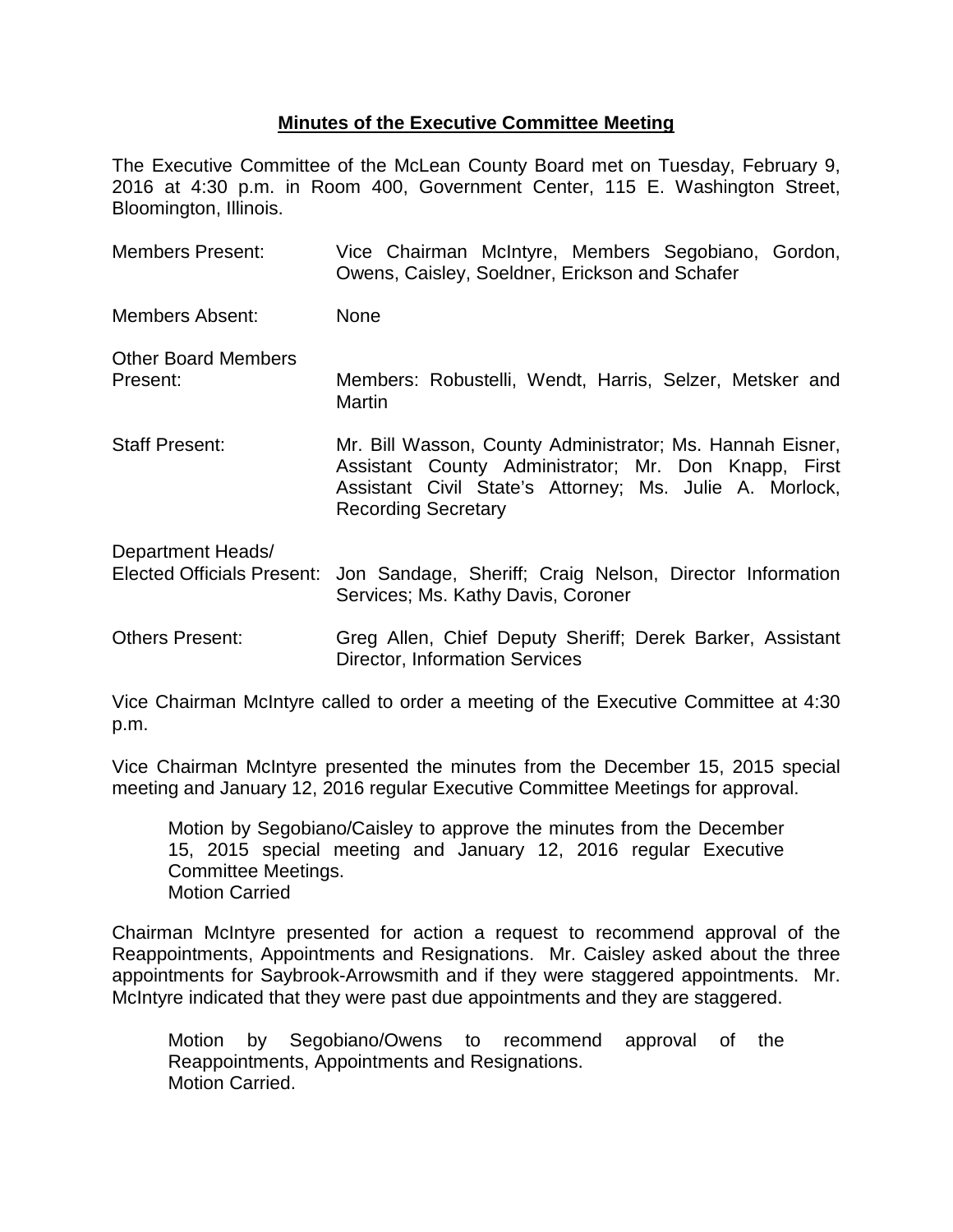## Minutes of the Executive Committee Meeting

The Executive Committee of the McLean County Board met on Tuesday, February 9, 2016 at 4:30 p.m. in Room 400, Government Center, 115 E. Washington Street, Bloomington, Illinois.

| | |
|---|---|
| Members Present: | Vice Chairman McIntyre, Members Segobiano, Gordon, Owens, Caisley, Soeldner, Erickson and Schafer |
| Members Absent: | None |
| Other Board Members Present: | Members: Robustelli, Wendt, Harris, Selzer, Metsker and Martin |
| Staff Present: | Mr. Bill Wasson, County Administrator; Ms. Hannah Eisner, Assistant County Administrator; Mr. Don Knapp, First Assistant Civil State's Attorney; Ms. Julie A. Morlock, Recording Secretary |
| Department Heads/ Elected Officials Present: | Jon Sandage, Sheriff; Craig Nelson, Director Information Services; Ms. Kathy Davis, Coroner |
| Others Present: | Greg Allen, Chief Deputy Sheriff; Derek Barker, Assistant Director, Information Services |

Vice Chairman McIntyre called to order a meeting of the Executive Committee at 4:30 p.m.

Vice Chairman McIntyre presented the minutes from the December 15, 2015 special meeting and January 12, 2016 regular Executive Committee Meetings for approval.

> Motion by Segobiano/Caisley to approve the minutes from the December 15, 2015 special meeting and January 12, 2016 regular Executive Committee Meetings.
> Motion Carried

Chairman McIntyre presented for action a request to recommend approval of the Reappointments, Appointments and Resignations. Mr. Caisley asked about the three appointments for Saybrook-Arrowsmith and if they were staggered appointments. Mr. McIntyre indicated that they were past due appointments and they are staggered.

> Motion by Segobiano/Owens to recommend approval of the Reappointments, Appointments and Resignations.
> Motion Carried.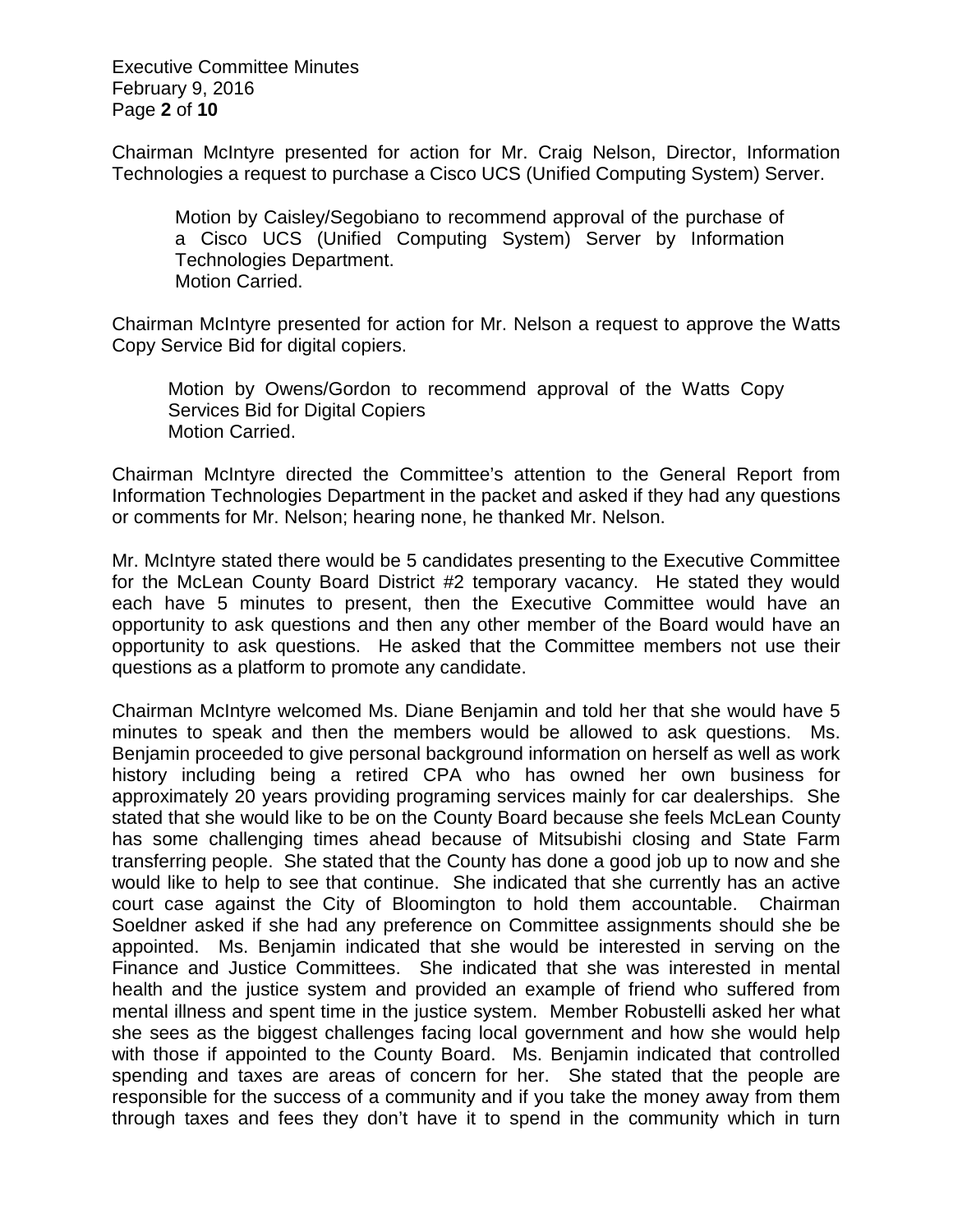Chairman McIntyre presented for action for Mr. Craig Nelson, Director, Information Technologies a request to purchase a Cisco UCS (Unified Computing System) Server.

> Motion by Caisley/Segobiano to recommend approval of the purchase of a Cisco UCS (Unified Computing System) Server by Information Technologies Department.
> Motion Carried.

Chairman McIntyre presented for action for Mr. Nelson a request to approve the Watts Copy Service Bid for digital copiers.

> Motion by Owens/Gordon to recommend approval of the Watts Copy Services Bid for Digital Copiers
> Motion Carried.

Chairman McIntyre directed the Committee's attention to the General Report from Information Technologies Department in the packet and asked if they had any questions or comments for Mr. Nelson; hearing none, he thanked Mr. Nelson.

Mr. McIntyre stated there would be 5 candidates presenting to the Executive Committee for the McLean County Board District #2 temporary vacancy. He stated they would each have 5 minutes to present, then the Executive Committee would have an opportunity to ask questions and then any other member of the Board would have an opportunity to ask questions. He asked that the Committee members not use their questions as a platform to promote any candidate.

Chairman McIntyre welcomed Ms. Diane Benjamin and told her that she would have 5 minutes to speak and then the members would be allowed to ask questions. Ms. Benjamin proceeded to give personal background information on herself as well as work history including being a retired CPA who has owned her own business for approximately 20 years providing programing services mainly for car dealerships. She stated that she would like to be on the County Board because she feels McLean County has some challenging times ahead because of Mitsubishi closing and State Farm transferring people. She stated that the County has done a good job up to now and she would like to help to see that continue. She indicated that she currently has an active court case against the City of Bloomington to hold them accountable. Chairman Soeldner asked if she had any preference on Committee assignments should she be appointed. Ms. Benjamin indicated that she would be interested in serving on the Finance and Justice Committees. She indicated that she was interested in mental health and the justice system and provided an example of friend who suffered from mental illness and spent time in the justice system. Member Robustelli asked her what she sees as the biggest challenges facing local government and how she would help with those if appointed to the County Board. Ms. Benjamin indicated that controlled spending and taxes are areas of concern for her. She stated that the people are responsible for the success of a community and if you take the money away from them through taxes and fees they don't have it to spend in the community which in turn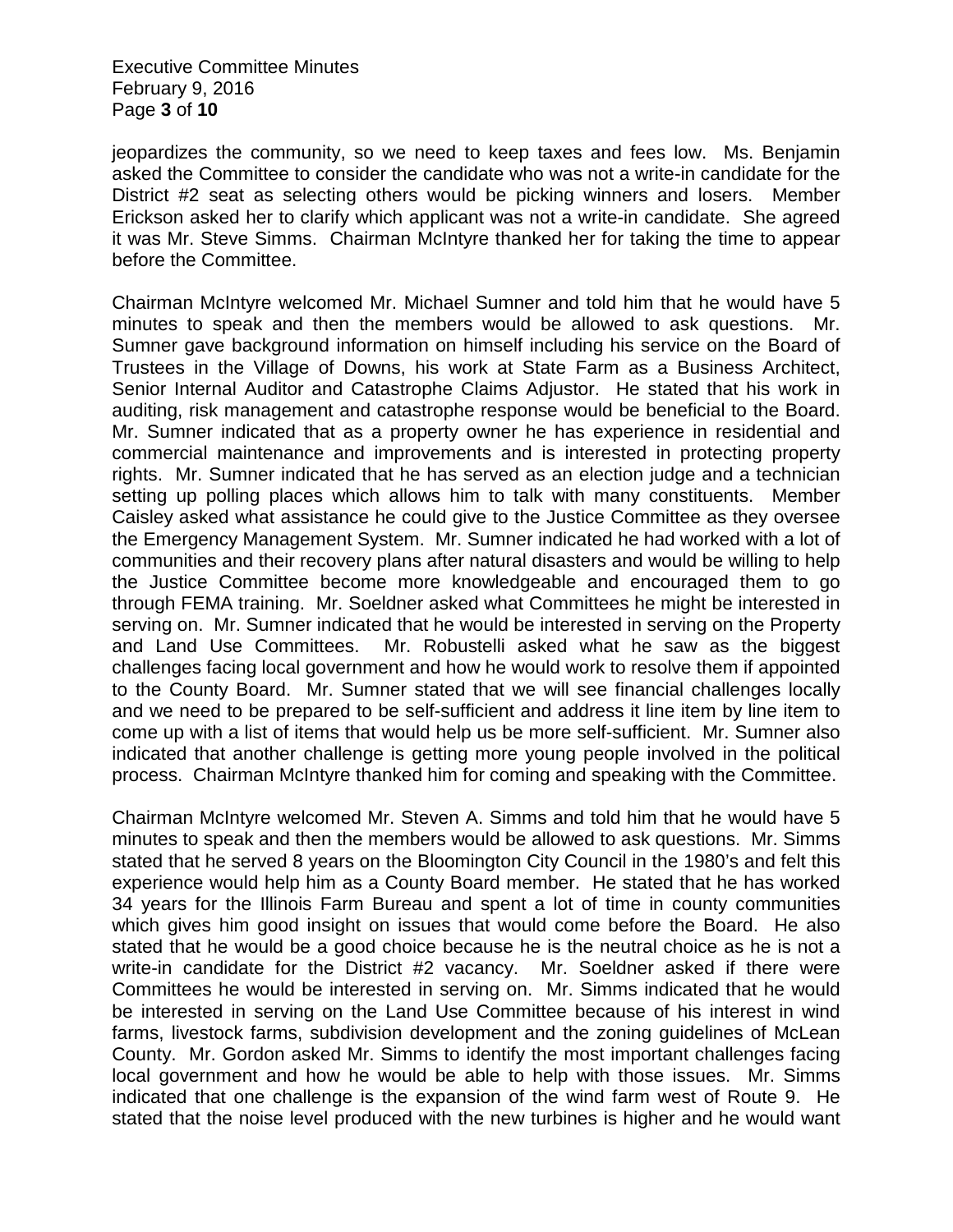jeopardizes the community, so we need to keep taxes and fees low. Ms. Benjamin asked the Committee to consider the candidate who was not a write-in candidate for the District #2 seat as selecting others would be picking winners and losers. Member Erickson asked her to clarify which applicant was not a write-in candidate. She agreed it was Mr. Steve Simms. Chairman McIntyre thanked her for taking the time to appear before the Committee.

Chairman McIntyre welcomed Mr. Michael Sumner and told him that he would have 5 minutes to speak and then the members would be allowed to ask questions. Mr. Sumner gave background information on himself including his service on the Board of Trustees in the Village of Downs, his work at State Farm as a Business Architect, Senior Internal Auditor and Catastrophe Claims Adjustor. He stated that his work in auditing, risk management and catastrophe response would be beneficial to the Board. Mr. Sumner indicated that as a property owner he has experience in residential and commercial maintenance and improvements and is interested in protecting property rights. Mr. Sumner indicated that he has served as an election judge and a technician setting up polling places which allows him to talk with many constituents. Member Caisley asked what assistance he could give to the Justice Committee as they oversee the Emergency Management System. Mr. Sumner indicated he had worked with a lot of communities and their recovery plans after natural disasters and would be willing to help the Justice Committee become more knowledgeable and encouraged them to go through FEMA training. Mr. Soeldner asked what Committees he might be interested in serving on. Mr. Sumner indicated that he would be interested in serving on the Property and Land Use Committees. Mr. Robustelli asked what he saw as the biggest challenges facing local government and how he would work to resolve them if appointed to the County Board. Mr. Sumner stated that we will see financial challenges locally and we need to be prepared to be self-sufficient and address it line item by line item to come up with a list of items that would help us be more self-sufficient. Mr. Sumner also indicated that another challenge is getting more young people involved in the political process. Chairman McIntyre thanked him for coming and speaking with the Committee.

Chairman McIntyre welcomed Mr. Steven A. Simms and told him that he would have 5 minutes to speak and then the members would be allowed to ask questions. Mr. Simms stated that he served 8 years on the Bloomington City Council in the 1980's and felt this experience would help him as a County Board member. He stated that he has worked 34 years for the Illinois Farm Bureau and spent a lot of time in county communities which gives him good insight on issues that would come before the Board. He also stated that he would be a good choice because he is the neutral choice as he is not a write-in candidate for the District #2 vacancy. Mr. Soeldner asked if there were Committees he would be interested in serving on. Mr. Simms indicated that he would be interested in serving on the Land Use Committee because of his interest in wind farms, livestock farms, subdivision development and the zoning guidelines of McLean County. Mr. Gordon asked Mr. Simms to identify the most important challenges facing local government and how he would be able to help with those issues. Mr. Simms indicated that one challenge is the expansion of the wind farm west of Route 9. He stated that the noise level produced with the new turbines is higher and he would want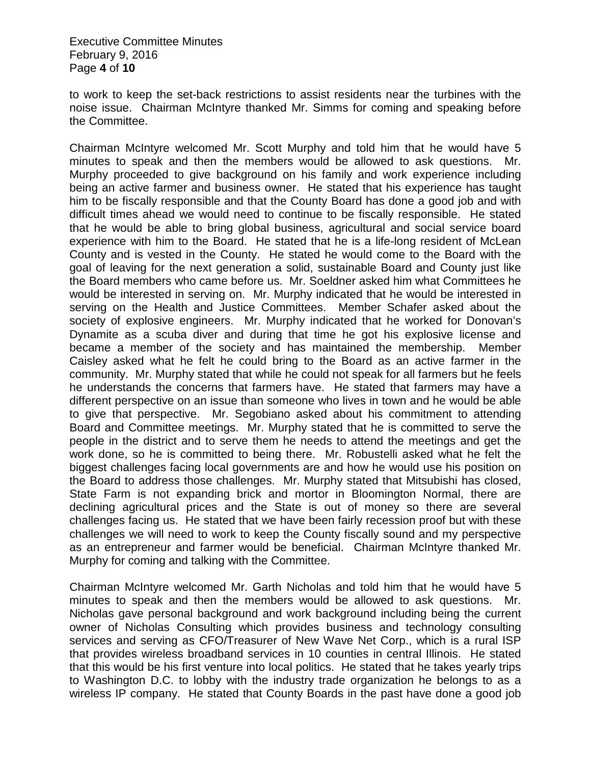to work to keep the set-back restrictions to assist residents near the turbines with the noise issue. Chairman McIntyre thanked Mr. Simms for coming and speaking before the Committee.

Chairman McIntyre welcomed Mr. Scott Murphy and told him that he would have 5 minutes to speak and then the members would be allowed to ask questions. Mr. Murphy proceeded to give background on his family and work experience including being an active farmer and business owner. He stated that his experience has taught him to be fiscally responsible and that the County Board has done a good job and with difficult times ahead we would need to continue to be fiscally responsible. He stated that he would be able to bring global business, agricultural and social service board experience with him to the Board. He stated that he is a life-long resident of McLean County and is vested in the County. He stated he would come to the Board with the goal of leaving for the next generation a solid, sustainable Board and County just like the Board members who came before us. Mr. Soeldner asked him what Committees he would be interested in serving on. Mr. Murphy indicated that he would be interested in serving on the Health and Justice Committees. Member Schafer asked about the society of explosive engineers. Mr. Murphy indicated that he worked for Donovan's Dynamite as a scuba diver and during that time he got his explosive license and became a member of the society and has maintained the membership. Member Caisley asked what he felt he could bring to the Board as an active farmer in the community. Mr. Murphy stated that while he could not speak for all farmers but he feels he understands the concerns that farmers have. He stated that farmers may have a different perspective on an issue than someone who lives in town and he would be able to give that perspective. Mr. Segobiano asked about his commitment to attending Board and Committee meetings. Mr. Murphy stated that he is committed to serve the people in the district and to serve them he needs to attend the meetings and get the work done, so he is committed to being there. Mr. Robustelli asked what he felt the biggest challenges facing local governments are and how he would use his position on the Board to address those challenges. Mr. Murphy stated that Mitsubishi has closed, State Farm is not expanding brick and mortor in Bloomington Normal, there are declining agricultural prices and the State is out of money so there are several challenges facing us. He stated that we have been fairly recession proof but with these challenges we will need to work to keep the County fiscally sound and my perspective as an entrepreneur and farmer would be beneficial. Chairman McIntyre thanked Mr. Murphy for coming and talking with the Committee.

Chairman McIntyre welcomed Mr. Garth Nicholas and told him that he would have 5 minutes to speak and then the members would be allowed to ask questions. Mr. Nicholas gave personal background and work background including being the current owner of Nicholas Consulting which provides business and technology consulting services and serving as CFO/Treasurer of New Wave Net Corp., which is a rural ISP that provides wireless broadband services in 10 counties in central Illinois. He stated that this would be his first venture into local politics. He stated that he takes yearly trips to Washington D.C. to lobby with the industry trade organization he belongs to as a wireless IP company. He stated that County Boards in the past have done a good job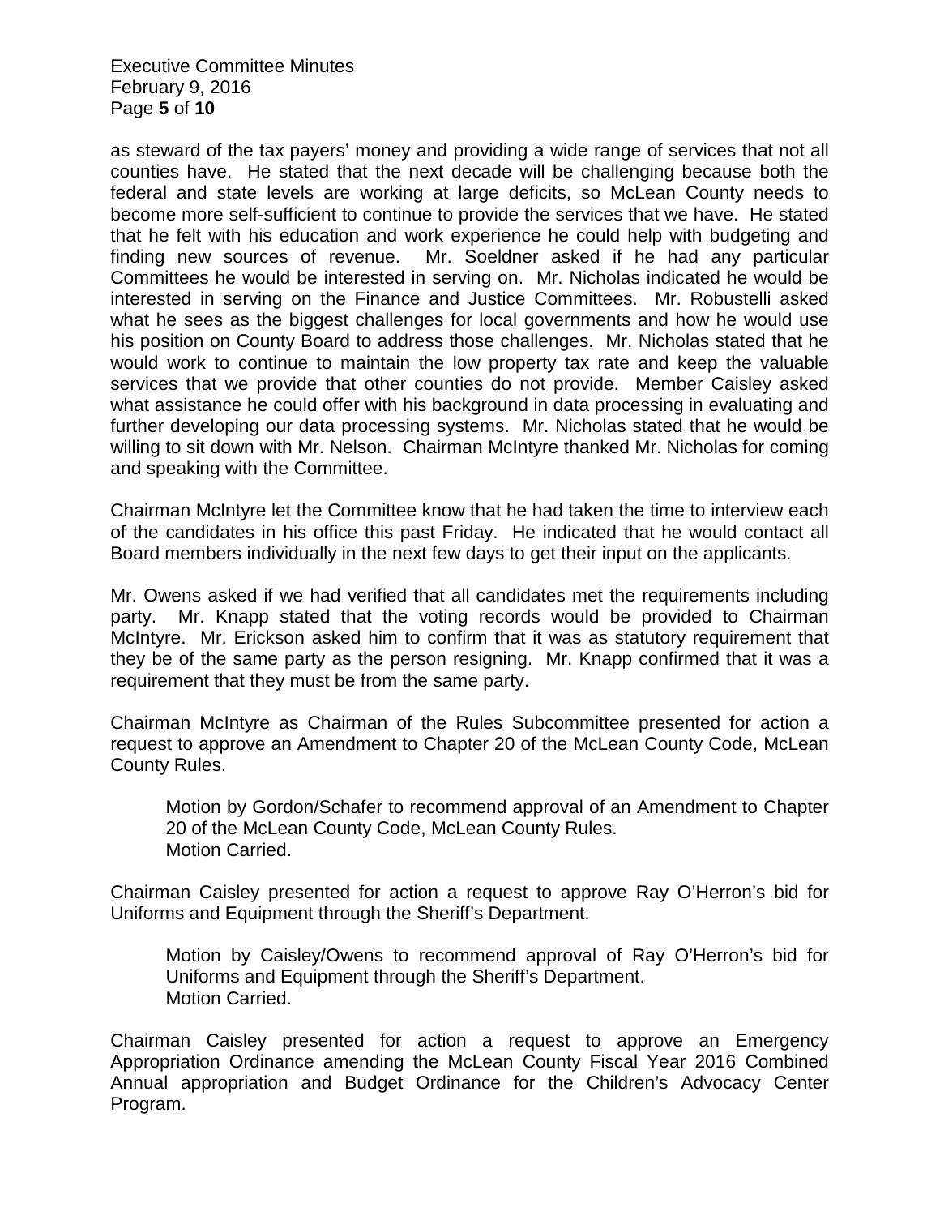as steward of the tax payers' money and providing a wide range of services that not all counties have. He stated that the next decade will be challenging because both the federal and state levels are working at large deficits, so McLean County needs to become more self-sufficient to continue to provide the services that we have. He stated that he felt with his education and work experience he could help with budgeting and finding new sources of revenue. Mr. Soeldner asked if he had any particular Committees he would be interested in serving on. Mr. Nicholas indicated he would be interested in serving on the Finance and Justice Committees. Mr. Robustelli asked what he sees as the biggest challenges for local governments and how he would use his position on County Board to address those challenges. Mr. Nicholas stated that he would work to continue to maintain the low property tax rate and keep the valuable services that we provide that other counties do not provide. Member Caisley asked what assistance he could offer with his background in data processing in evaluating and further developing our data processing systems. Mr. Nicholas stated that he would be willing to sit down with Mr. Nelson. Chairman McIntyre thanked Mr. Nicholas for coming and speaking with the Committee.

Chairman McIntyre let the Committee know that he had taken the time to interview each of the candidates in his office this past Friday. He indicated that he would contact all Board members individually in the next few days to get their input on the applicants.

Mr. Owens asked if we had verified that all candidates met the requirements including party. Mr. Knapp stated that the voting records would be provided to Chairman McIntyre. Mr. Erickson asked him to confirm that it was as statutory requirement that they be of the same party as the person resigning. Mr. Knapp confirmed that it was a requirement that they must be from the same party.

Chairman McIntyre as Chairman of the Rules Subcommittee presented for action a request to approve an Amendment to Chapter 20 of the McLean County Code, McLean County Rules.

> Motion by Gordon/Schafer to recommend approval of an Amendment to Chapter 20 of the McLean County Code, McLean County Rules.
> Motion Carried.

Chairman Caisley presented for action a request to approve Ray O'Herron's bid for Uniforms and Equipment through the Sheriff's Department.

> Motion by Caisley/Owens to recommend approval of Ray O'Herron's bid for Uniforms and Equipment through the Sheriff's Department.
> Motion Carried.

Chairman Caisley presented for action a request to approve an Emergency Appropriation Ordinance amending the McLean County Fiscal Year 2016 Combined Annual appropriation and Budget Ordinance for the Children's Advocacy Center Program.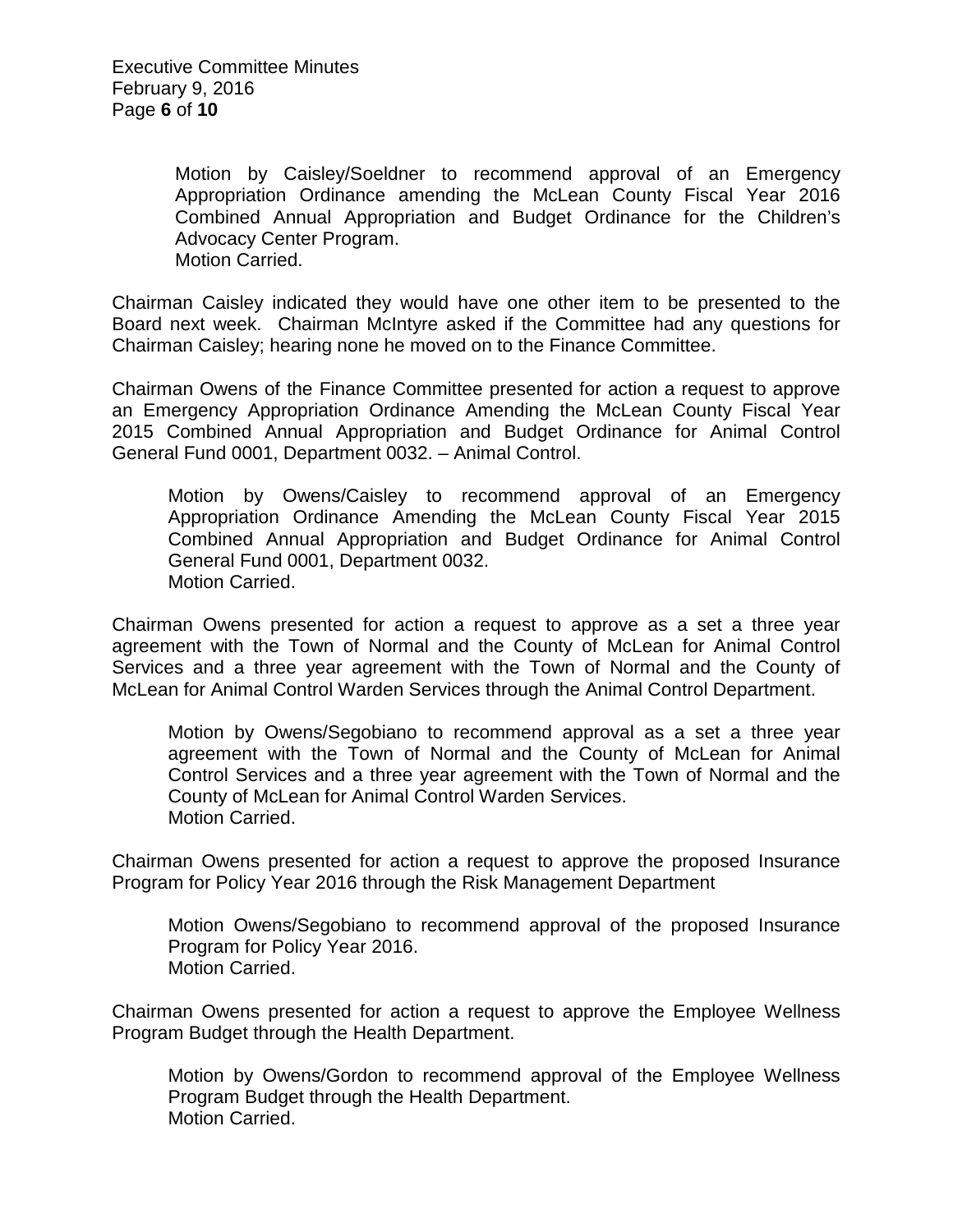Motion by Caisley/Soeldner to recommend approval of an Emergency Appropriation Ordinance amending the McLean County Fiscal Year 2016 Combined Annual Appropriation and Budget Ordinance for the Children's Advocacy Center Program.
Motion Carried.

Chairman Caisley indicated they would have one other item to be presented to the Board next week. Chairman McIntyre asked if the Committee had any questions for Chairman Caisley; hearing none he moved on to the Finance Committee.

Chairman Owens of the Finance Committee presented for action a request to approve an Emergency Appropriation Ordinance Amending the McLean County Fiscal Year 2015 Combined Annual Appropriation and Budget Ordinance for Animal Control General Fund 0001, Department 0032. – Animal Control.

Motion by Owens/Caisley to recommend approval of an Emergency Appropriation Ordinance Amending the McLean County Fiscal Year 2015 Combined Annual Appropriation and Budget Ordinance for Animal Control General Fund 0001, Department 0032.
Motion Carried.

Chairman Owens presented for action a request to approve as a set a three year agreement with the Town of Normal and the County of McLean for Animal Control Services and a three year agreement with the Town of Normal and the County of McLean for Animal Control Warden Services through the Animal Control Department.

Motion by Owens/Segobiano to recommend approval as a set a three year agreement with the Town of Normal and the County of McLean for Animal Control Services and a three year agreement with the Town of Normal and the County of McLean for Animal Control Warden Services.
Motion Carried.

Chairman Owens presented for action a request to approve the proposed Insurance Program for Policy Year 2016 through the Risk Management Department

Motion Owens/Segobiano to recommend approval of the proposed Insurance Program for Policy Year 2016.
Motion Carried.

Chairman Owens presented for action a request to approve the Employee Wellness Program Budget through the Health Department.

Motion by Owens/Gordon to recommend approval of the Employee Wellness Program Budget through the Health Department.
Motion Carried.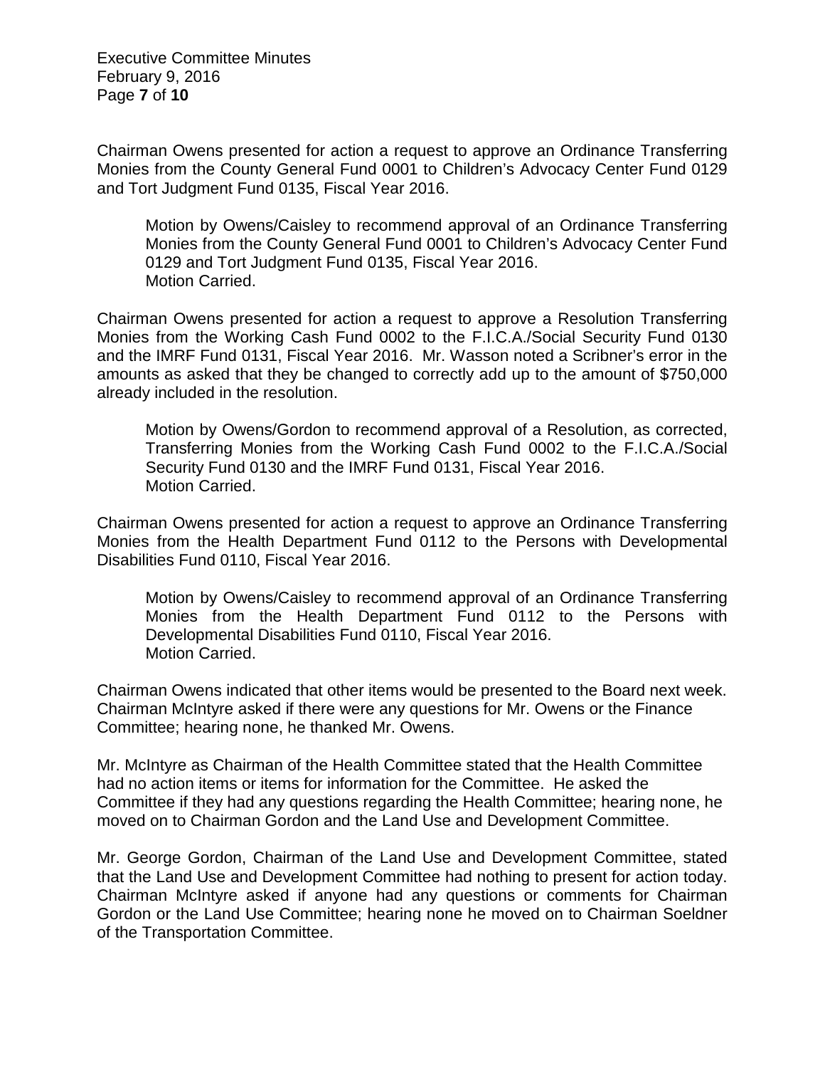Chairman Owens presented for action a request to approve an Ordinance Transferring Monies from the County General Fund 0001 to Children's Advocacy Center Fund 0129 and Tort Judgment Fund 0135, Fiscal Year 2016.

> Motion by Owens/Caisley to recommend approval of an Ordinance Transferring Monies from the County General Fund 0001 to Children's Advocacy Center Fund 0129 and Tort Judgment Fund 0135, Fiscal Year 2016.
> Motion Carried.

Chairman Owens presented for action a request to approve a Resolution Transferring Monies from the Working Cash Fund 0002 to the F.I.C.A./Social Security Fund 0130 and the IMRF Fund 0131, Fiscal Year 2016. Mr. Wasson noted a Scribner's error in the amounts as asked that they be changed to correctly add up to the amount of $750,000 already included in the resolution.

> Motion by Owens/Gordon to recommend approval of a Resolution, as corrected, Transferring Monies from the Working Cash Fund 0002 to the F.I.C.A./Social Security Fund 0130 and the IMRF Fund 0131, Fiscal Year 2016.
> Motion Carried.

Chairman Owens presented for action a request to approve an Ordinance Transferring Monies from the Health Department Fund 0112 to the Persons with Developmental Disabilities Fund 0110, Fiscal Year 2016.

> Motion by Owens/Caisley to recommend approval of an Ordinance Transferring Monies from the Health Department Fund 0112 to the Persons with Developmental Disabilities Fund 0110, Fiscal Year 2016.
> Motion Carried.

Chairman Owens indicated that other items would be presented to the Board next week. Chairman McIntyre asked if there were any questions for Mr. Owens or the Finance Committee; hearing none, he thanked Mr. Owens.

Mr. McIntyre as Chairman of the Health Committee stated that the Health Committee had no action items or items for information for the Committee. He asked the Committee if they had any questions regarding the Health Committee; hearing none, he moved on to Chairman Gordon and the Land Use and Development Committee.

Mr. George Gordon, Chairman of the Land Use and Development Committee, stated that the Land Use and Development Committee had nothing to present for action today. Chairman McIntyre asked if anyone had any questions or comments for Chairman Gordon or the Land Use Committee; hearing none he moved on to Chairman Soeldner of the Transportation Committee.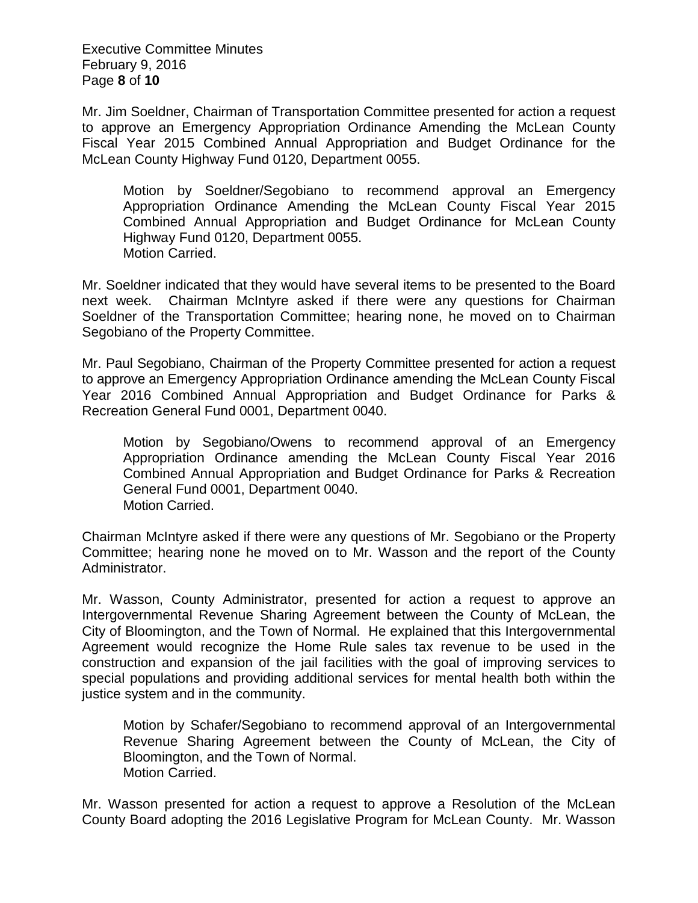Mr. Jim Soeldner, Chairman of Transportation Committee presented for action a request to approve an Emergency Appropriation Ordinance Amending the McLean County Fiscal Year 2015 Combined Annual Appropriation and Budget Ordinance for the McLean County Highway Fund 0120, Department 0055.

> Motion by Soeldner/Segobiano to recommend approval an Emergency Appropriation Ordinance Amending the McLean County Fiscal Year 2015 Combined Annual Appropriation and Budget Ordinance for McLean County Highway Fund 0120, Department 0055.
> Motion Carried.

Mr. Soeldner indicated that they would have several items to be presented to the Board next week. Chairman McIntyre asked if there were any questions for Chairman Soeldner of the Transportation Committee; hearing none, he moved on to Chairman Segobiano of the Property Committee.

Mr. Paul Segobiano, Chairman of the Property Committee presented for action a request to approve an Emergency Appropriation Ordinance amending the McLean County Fiscal Year 2016 Combined Annual Appropriation and Budget Ordinance for Parks & Recreation General Fund 0001, Department 0040.

> Motion by Segobiano/Owens to recommend approval of an Emergency Appropriation Ordinance amending the McLean County Fiscal Year 2016 Combined Annual Appropriation and Budget Ordinance for Parks & Recreation General Fund 0001, Department 0040.
> Motion Carried.

Chairman McIntyre asked if there were any questions of Mr. Segobiano or the Property Committee; hearing none he moved on to Mr. Wasson and the report of the County Administrator.

Mr. Wasson, County Administrator, presented for action a request to approve an Intergovernmental Revenue Sharing Agreement between the County of McLean, the City of Bloomington, and the Town of Normal. He explained that this Intergovernmental Agreement would recognize the Home Rule sales tax revenue to be used in the construction and expansion of the jail facilities with the goal of improving services to special populations and providing additional services for mental health both within the justice system and in the community.

> Motion by Schafer/Segobiano to recommend approval of an Intergovernmental Revenue Sharing Agreement between the County of McLean, the City of Bloomington, and the Town of Normal.
> Motion Carried.

Mr. Wasson presented for action a request to approve a Resolution of the McLean County Board adopting the 2016 Legislative Program for McLean County. Mr. Wasson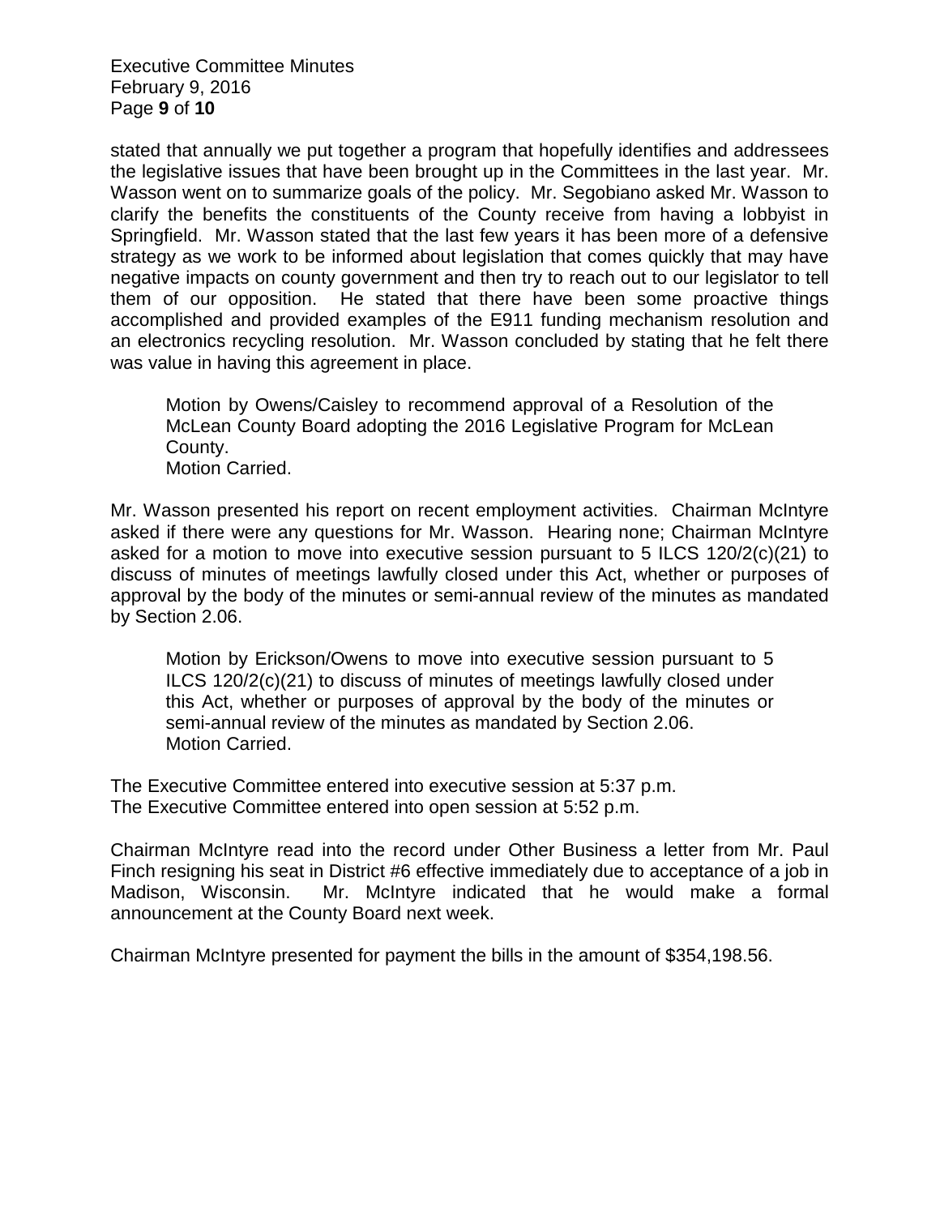stated that annually we put together a program that hopefully identifies and addressees the legislative issues that have been brought up in the Committees in the last year. Mr. Wasson went on to summarize goals of the policy. Mr. Segobiano asked Mr. Wasson to clarify the benefits the constituents of the County receive from having a lobbyist in Springfield. Mr. Wasson stated that the last few years it has been more of a defensive strategy as we work to be informed about legislation that comes quickly that may have negative impacts on county government and then try to reach out to our legislator to tell them of our opposition. He stated that there have been some proactive things accomplished and provided examples of the E911 funding mechanism resolution and an electronics recycling resolution. Mr. Wasson concluded by stating that he felt there was value in having this agreement in place.

> Motion by Owens/Caisley to recommend approval of a Resolution of the McLean County Board adopting the 2016 Legislative Program for McLean County.
> Motion Carried.

Mr. Wasson presented his report on recent employment activities. Chairman McIntyre asked if there were any questions for Mr. Wasson. Hearing none; Chairman McIntyre asked for a motion to move into executive session pursuant to 5 ILCS 120/2(c)(21) to discuss of minutes of meetings lawfully closed under this Act, whether or purposes of approval by the body of the minutes or semi-annual review of the minutes as mandated by Section 2.06.

> Motion by Erickson/Owens to move into executive session pursuant to 5 ILCS 120/2(c)(21) to discuss of minutes of meetings lawfully closed under this Act, whether or purposes of approval by the body of the minutes or semi-annual review of the minutes as mandated by Section 2.06.
> Motion Carried.

The Executive Committee entered into executive session at 5:37 p.m.
The Executive Committee entered into open session at 5:52 p.m.

Chairman McIntyre read into the record under Other Business a letter from Mr. Paul Finch resigning his seat in District #6 effective immediately due to acceptance of a job in Madison, Wisconsin. Mr. McIntyre indicated that he would make a formal announcement at the County Board next week.

Chairman McIntyre presented for payment the bills in the amount of $354,198.56.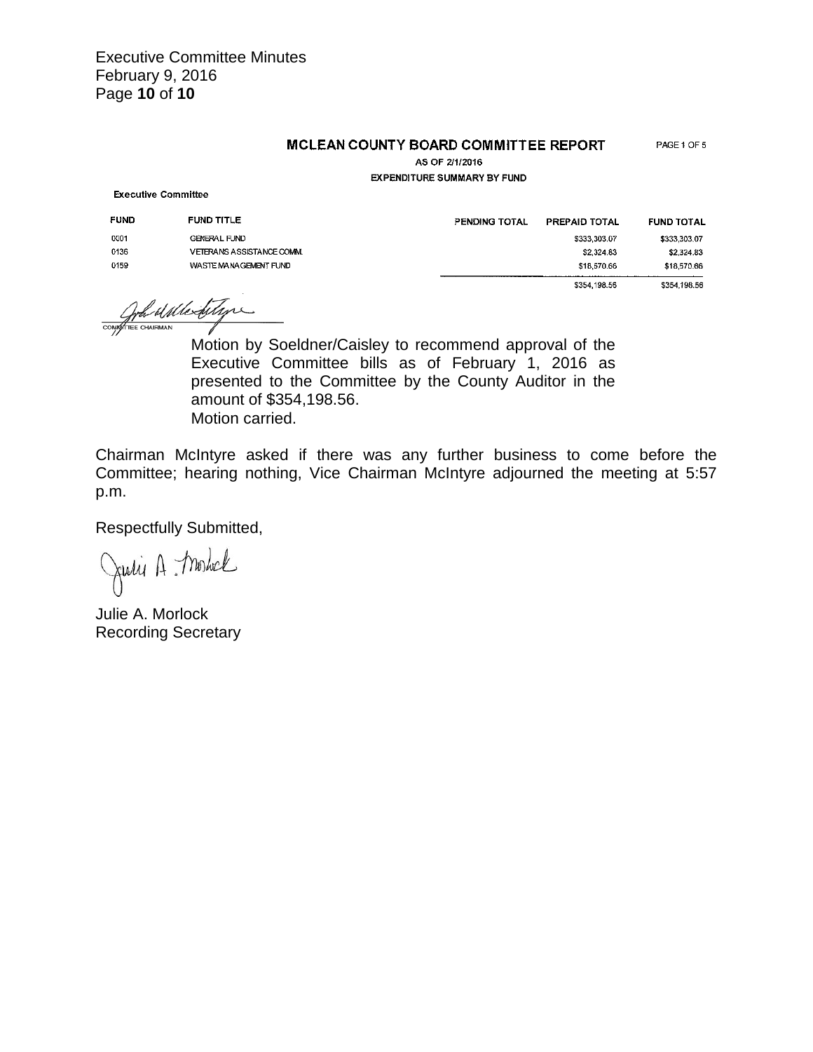## MCLEAN COUNTY BOARD COMMITTEE REPORT

PAGE 1 OF 5

AS OF 2/1/2016

EXPENDITURE SUMMARY BY FUND

**Executive Committee**

| FUND | FUND TITLE | PENDING TOTAL | PREPAID TOTAL | FUND TOTAL |
|---|---|---|---|---|
| 0001 | GENERAL FUND | | $333,303.07 | $333,303.07 |
| 0136 | VETERANS ASSISTANCE COMM. | | $2,324.83 | $2,324.83 |
| 0159 | WASTE MANAGEMENT FUND | | $18,570.66 | $18,570.66 |
| | | | $354,198.56 | $354,198.56 |

COMMITTEE CHAIRMAN

Motion by Soeldner/Caisley to recommend approval of the Executive Committee bills as of February 1, 2016 as presented to the Committee by the County Auditor in the amount of $354,198.56.
Motion carried.

Chairman McIntyre asked if there was any further business to come before the Committee; hearing nothing, Vice Chairman McIntyre adjourned the meeting at 5:57 p.m.

Respectfully Submitted,

Julie A. Morlock
Recording Secretary